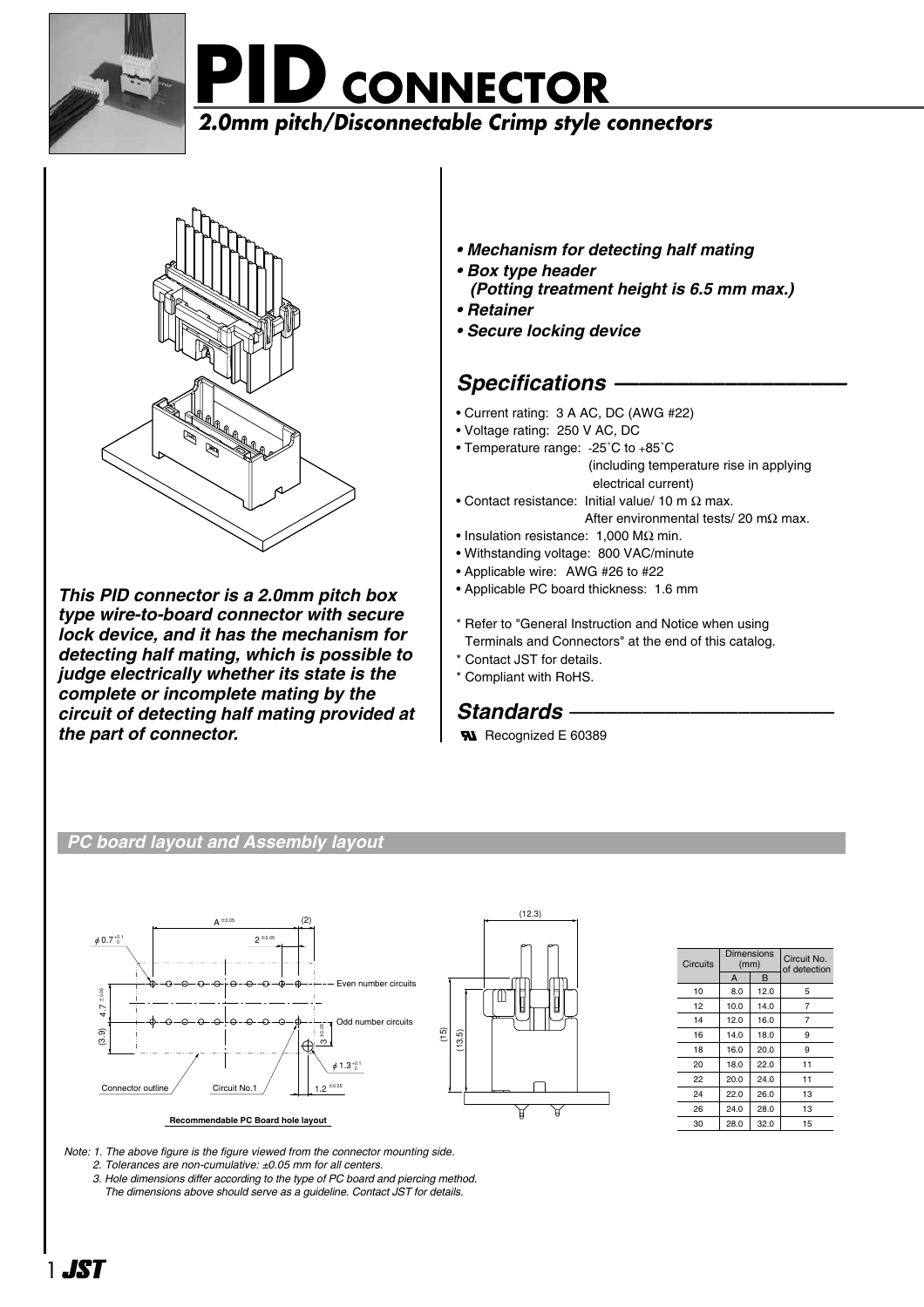# PID CONNECTOR

## *2.0mm pitch/Disconnectable Crimp style connectors*

***This PID connector is a 2.0mm pitch box type wire-to-board connector with secure lock device, and it has the mechanism for detecting half mating, which is possible to judge electrically whether its state is the complete or incomplete mating by the circuit of detecting half mating provided at the part of connector.***

- ***Mechanism for detecting half mating***
- ***Box type header (Potting treatment height is 6.5 mm max.)***
- ***Retainer***
- ***Secure locking device***

## *Specifications*

- Current rating: 3 A AC, DC (AWG #22)
- Voltage rating: 250 V AC, DC
- Temperature range: -25˚C to +85˚C (including temperature rise in applying electrical current)
- Contact resistance: Initial value/ 10 m Ω max. After environmental tests/ 20 mΩ max.
- Insulation resistance: 1,000 MΩ min.
- Withstanding voltage: 800 VAC/minute
- Applicable wire: AWG #26 to #22
- Applicable PC board thickness: 1.6 mm

\* Refer to "General Instruction and Notice when using Terminals and Connectors" at the end of this catalog.
\* Contact JST for details.
\* Compliant with RoHS.

## *Standards*

Recognized E 60389

### PC board layout and Assembly layout

A ±0.05, (2), 2 ±0.05, φ 0.7 +0.1/0, 4.7 ±0.05, (3.9), 3 ±0.05, φ 1.3 +0.1/0, 1.2 ±0.05, Even number circuits, Odd number circuits, Connector outline, Circuit No.1

**Recommendable PC Board hole layout**

(12.3), (15), (13.5)

| Circuits | Dimensions (mm) | | Circuit No. of detection |
|---|---|---|---|
| | A | B | |
| 10 | 8.0 | 12.0 | 5 |
| 12 | 10.0 | 14.0 | 7 |
| 14 | 12.0 | 16.0 | 7 |
| 16 | 14.0 | 18.0 | 9 |
| 18 | 16.0 | 20.0 | 9 |
| 20 | 18.0 | 22.0 | 11 |
| 22 | 20.0 | 24.0 | 11 |
| 24 | 22.0 | 26.0 | 13 |
| 26 | 24.0 | 28.0 | 13 |
| 30 | 28.0 | 32.0 | 15 |

*Note: 1. The above figure is the figure viewed from the connector mounting side.*
*2. Tolerances are non-cumulative: ±0.05 mm for all centers.*
*3. Hole dimensions differ according to the type of PC board and piercing method. The dimensions above should serve as a guideline. Contact JST for details.*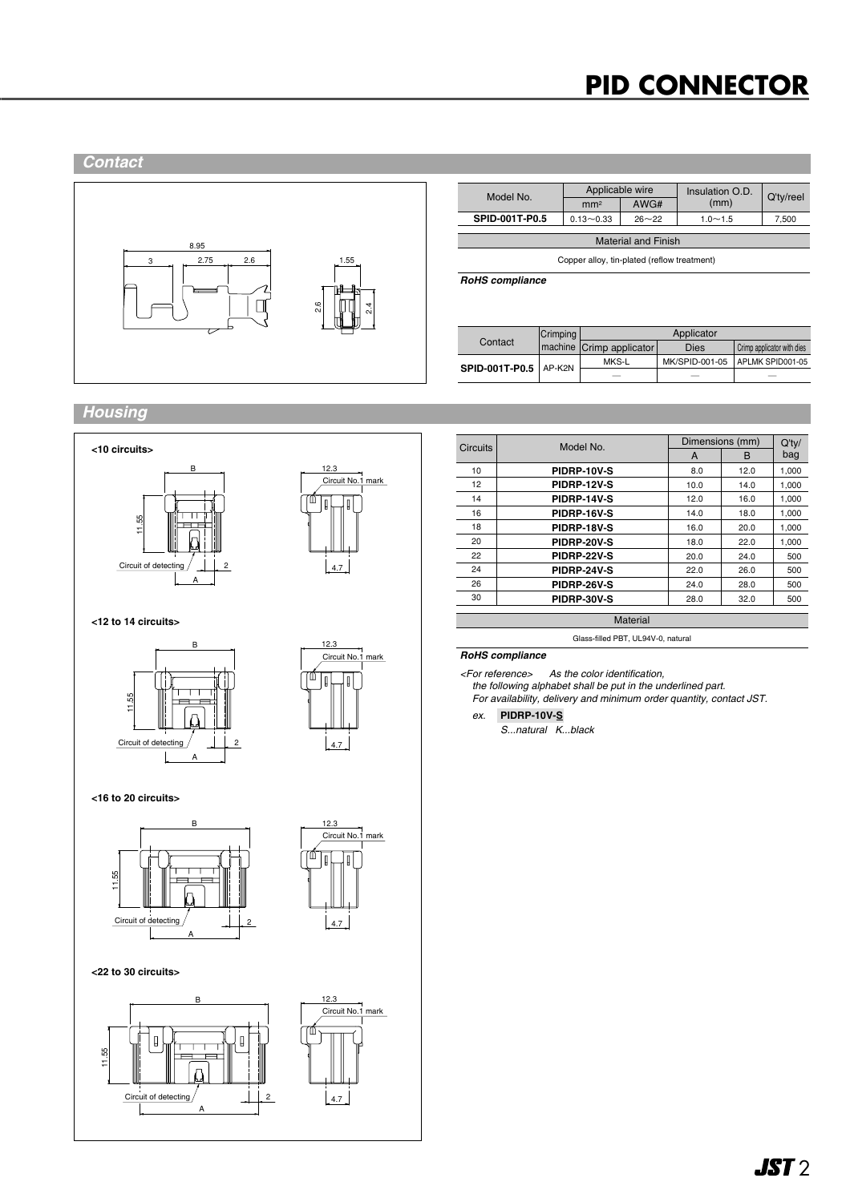# PID CONNECTOR

## Contact

| Model No. | Applicable wire | | Insulation O.D. (mm) | Q'ty/reel |
|---|---|---|---|---|
| | mm² | AWG# | | |
| **SPID-001T-P0.5** | 0.13∼0.33 | 26∼22 | 1.0∼1.5 | 7,500 |

| Material and Finish |
|---|
| Copper alloy, tin-plated (reflow treatment) |

***RoHS compliance***

| Contact | Crimping machine | Applicator | | |
|---|---|---|---|---|
| | | Crimp applicator | Dies | Crimp applicator with dies |
| **SPID-001T-P0.5** | AP-K2N | MKS-L | MK/SPID-001-05 | APLMK SPID001-05 |
| | | — | — | — |

## Housing

| Circuits | Model No. | Dimensions (mm) | | Q'ty/bag |
|---|---|---|---|---|
| | | A | B | |
| 10 | **PIDRP-10V-S** | 8.0 | 12.0 | 1,000 |
| 12 | **PIDRP-12V-S** | 10.0 | 14.0 | 1,000 |
| 14 | **PIDRP-14V-S** | 12.0 | 16.0 | 1,000 |
| 16 | **PIDRP-16V-S** | 14.0 | 18.0 | 1,000 |
| 18 | **PIDRP-18V-S** | 16.0 | 20.0 | 1,000 |
| 20 | **PIDRP-20V-S** | 18.0 | 22.0 | 1,000 |
| 22 | **PIDRP-22V-S** | 20.0 | 24.0 | 500 |
| 24 | **PIDRP-24V-S** | 22.0 | 26.0 | 500 |
| 26 | **PIDRP-26V-S** | 24.0 | 28.0 | 500 |
| 30 | **PIDRP-30V-S** | 28.0 | 32.0 | 500 |

| Material |
|---|
| Glass-filled PBT, UL94V-0, natural |

***RoHS compliance***

*<For reference> As the color identification, the following alphabet shall be put in the underlined part. For availability, delivery and minimum order quantity, contact JST.*

*ex.* **PIDRP-10V-S**

*S...natural K...black*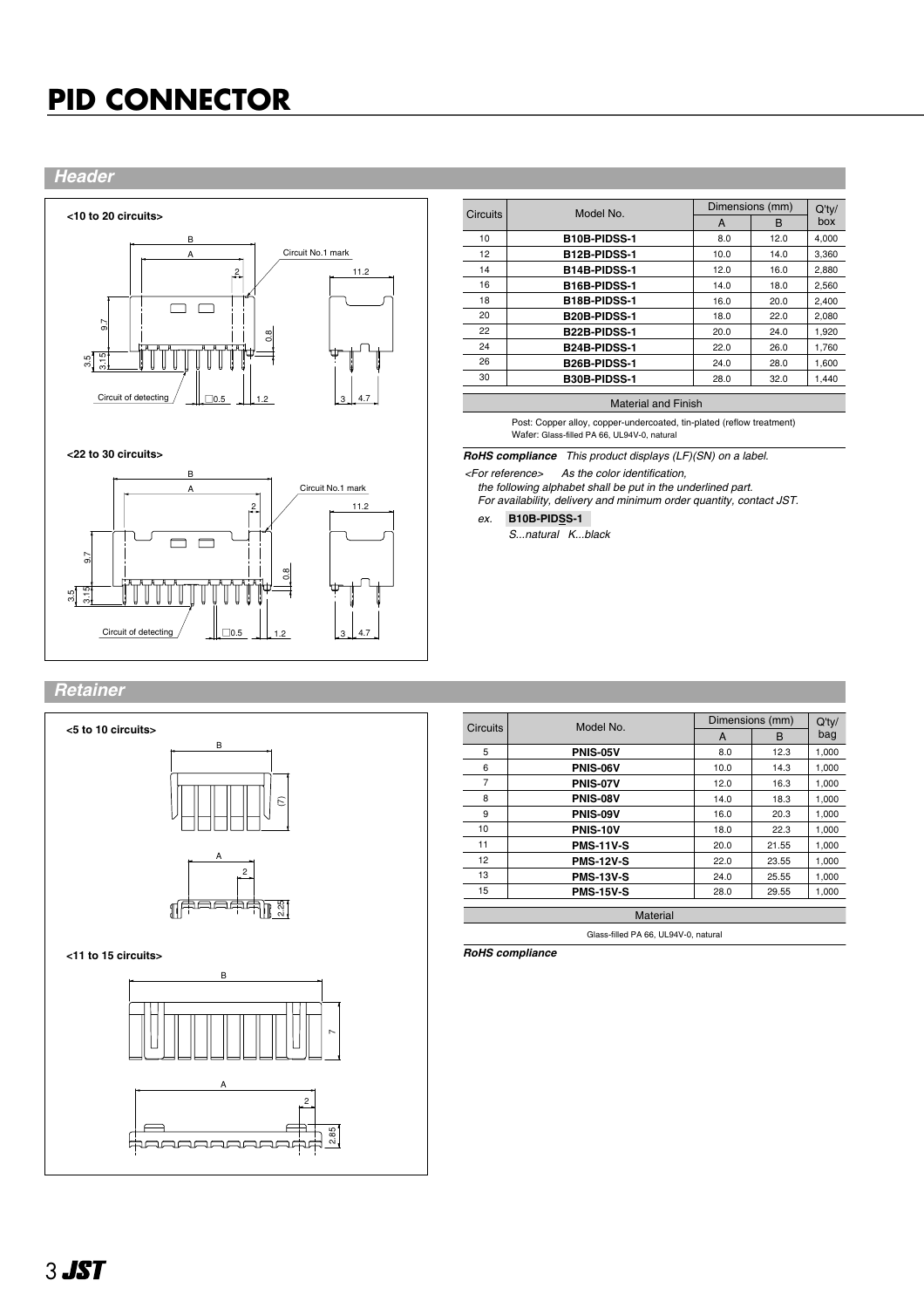# PID CONNECTOR

## Header

<10 to 20 circuits>

B
A
2
Circuit No.1 mark
11.2
9.7
0.8
3.5
3.15
Circuit of detecting
□0.5
1.2
3
4.7

<22 to 30 circuits>

B
A
2
Circuit No.1 mark
11.2
9.7
0.8
3.5
3.15
Circuit of detecting
□0.5
1.2
3
4.7

| Circuits | Model No. | Dimensions (mm) | | Q'ty/ box |
|---|---|---|---|---|
| | | A | B | |
| 10 | **B10B-PIDSS-1** | 8.0 | 12.0 | 4,000 |
| 12 | **B12B-PIDSS-1** | 10.0 | 14.0 | 3,360 |
| 14 | **B14B-PIDSS-1** | 12.0 | 16.0 | 2,880 |
| 16 | **B16B-PIDSS-1** | 14.0 | 18.0 | 2,560 |
| 18 | **B18B-PIDSS-1** | 16.0 | 20.0 | 2,400 |
| 20 | **B20B-PIDSS-1** | 18.0 | 22.0 | 2,080 |
| 22 | **B22B-PIDSS-1** | 20.0 | 24.0 | 1,920 |
| 24 | **B24B-PIDSS-1** | 22.0 | 26.0 | 1,760 |
| 26 | **B26B-PIDSS-1** | 24.0 | 28.0 | 1,600 |
| 30 | **B30B-PIDSS-1** | 28.0 | 32.0 | 1,440 |

**Material and Finish**

Post: Copper alloy, copper-undercoated, tin-plated (reflow treatment)
Wafer: Glass-filled PA 66, UL94V-0, natural

***RoHS compliance*** *This product displays (LF)(SN) on a label.*

*<For reference> As the color identification, the following alphabet shall be put in the underlined part. For availability, delivery and minimum order quantity, contact JST.*

*ex.* **B10B-PIDSS-1**
*S...natural K...black*

## Retainer

<5 to 10 circuits>

B
(7)
A
2
2.25

<11 to 15 circuits>

B
7
A
2
2.85

| Circuits | Model No. | Dimensions (mm) | | Q'ty/ bag |
|---|---|---|---|---|
| | | A | B | |
| 5 | **PNIS-05V** | 8.0 | 12.3 | 1,000 |
| 6 | **PNIS-06V** | 10.0 | 14.3 | 1,000 |
| 7 | **PNIS-07V** | 12.0 | 16.3 | 1,000 |
| 8 | **PNIS-08V** | 14.0 | 18.3 | 1,000 |
| 9 | **PNIS-09V** | 16.0 | 20.3 | 1,000 |
| 10 | **PNIS-10V** | 18.0 | 22.3 | 1,000 |
| 11 | **PMS-11V-S** | 20.0 | 21.55 | 1,000 |
| 12 | **PMS-12V-S** | 22.0 | 23.55 | 1,000 |
| 13 | **PMS-13V-S** | 24.0 | 25.55 | 1,000 |
| 15 | **PMS-15V-S** | 28.0 | 29.55 | 1,000 |

**Material**

Glass-filled PA 66, UL94V-0, natural

***RoHS compliance***